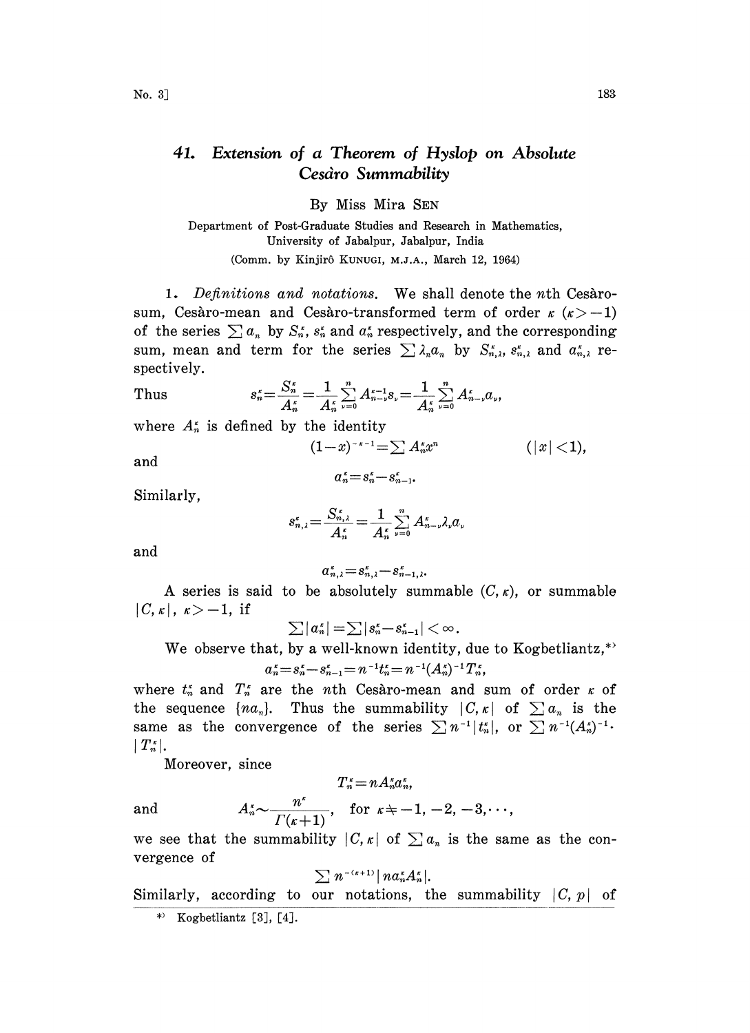# 41. *Extension of a Theorem of Hyslop on Absolute Cesàro Summability*

By Miss Mira SEN

Department of Post-Graduate Studies and Research in Mathematics, University of Jabalpur, Jabalpur, India

(Comm. by Kinjirô KUNUGI, M.J.A., March 12, 1964)

1. *Definitions and notations.* We shall denote the $n$th Cesàro-sum, Cesàro-mean and Cesàro-transformed term of order $\kappa$ $(\kappa > -1)$ of the series $\sum a_n$ by $S_n^\kappa$, $s_n^\kappa$ and $a_n^\kappa$ respectively, and the corresponding sum, mean and term for the series $\sum \lambda_n a_n$ by $S_{n,\lambda}^\kappa$, $s_{n,\lambda}^\kappa$ and $a_{n,\lambda}^\kappa$ respectively.

Thus
$$s_n^\kappa = \frac{S_n^\kappa}{A_n^\kappa} = \frac{1}{A_n^\kappa}\sum_{\nu=0}^{n} A_{n-\nu}^{\kappa-1} s_\nu = \frac{1}{A_n^\kappa}\sum_{\nu=0}^{n} A_{n-\nu}^{\kappa} a_\nu,$$
where $A_n^\kappa$ is defined by the identity
$$(1-x)^{-\kappa-1} = \sum A_n^\kappa x^n \qquad (|x|<1),$$
and
$$a_n^\kappa = s_n^\kappa - s_{n-1}^\kappa.$$

Similarly,
$$s_{n,\lambda}^\kappa = \frac{S_{n,\lambda}^\kappa}{A_n^\kappa} = \frac{1}{A_n^\kappa}\sum_{\nu=0}^{n} A_{n-\nu}^{\kappa}\lambda_\nu a_\nu$$
and
$$a_{n,\lambda}^\kappa = s_{n,\lambda}^\kappa - s_{n-1,\lambda}^\kappa.$$

A series is said to be absolutely summable $(C, \kappa)$, or summable $|C, \kappa|$, $\kappa > -1$, if
$$\sum |a_n^\kappa| = \sum |s_n^\kappa - s_{n-1}^\kappa| < \infty.$$

We observe that, by a well-known identity, due to Kogbetliantz,*
$$a_n^\kappa = s_n^\kappa - s_{n-1}^\kappa = n^{-1} t_n^\kappa = n^{-1}(A_n^\kappa)^{-1} T_n^\kappa,$$
where $t_n^\kappa$ and $T_n^\kappa$ are the $n$th Cesàro-mean and sum of order $\kappa$ of the sequence $\{na_n\}$. Thus the summability $|C, \kappa|$ of $\sum a_n$ is the same as the convergence of the series $\sum n^{-1}|t_n^\kappa|$, or $\sum n^{-1}(A_n^\kappa)^{-1}\cdot |T_n^\kappa|$.

Moreover, since
$$T_n^\kappa = n A_n^\kappa a_n^\kappa,$$
and
$$A_n^\kappa \sim \frac{n^\kappa}{\Gamma(\kappa+1)}, \quad \text{for } \kappa \neq -1, -2, -3, \cdots,$$
we see that the summability $|C, \kappa|$ of $\sum a_n$ is the same as the convergence of
$$\sum n^{-(\kappa+1)} |n a_n^\kappa A_n^\kappa|.$$
Similarly, according to our notations, the summability $|C, p|$ of

---

* Kogbetliantz [3], [4].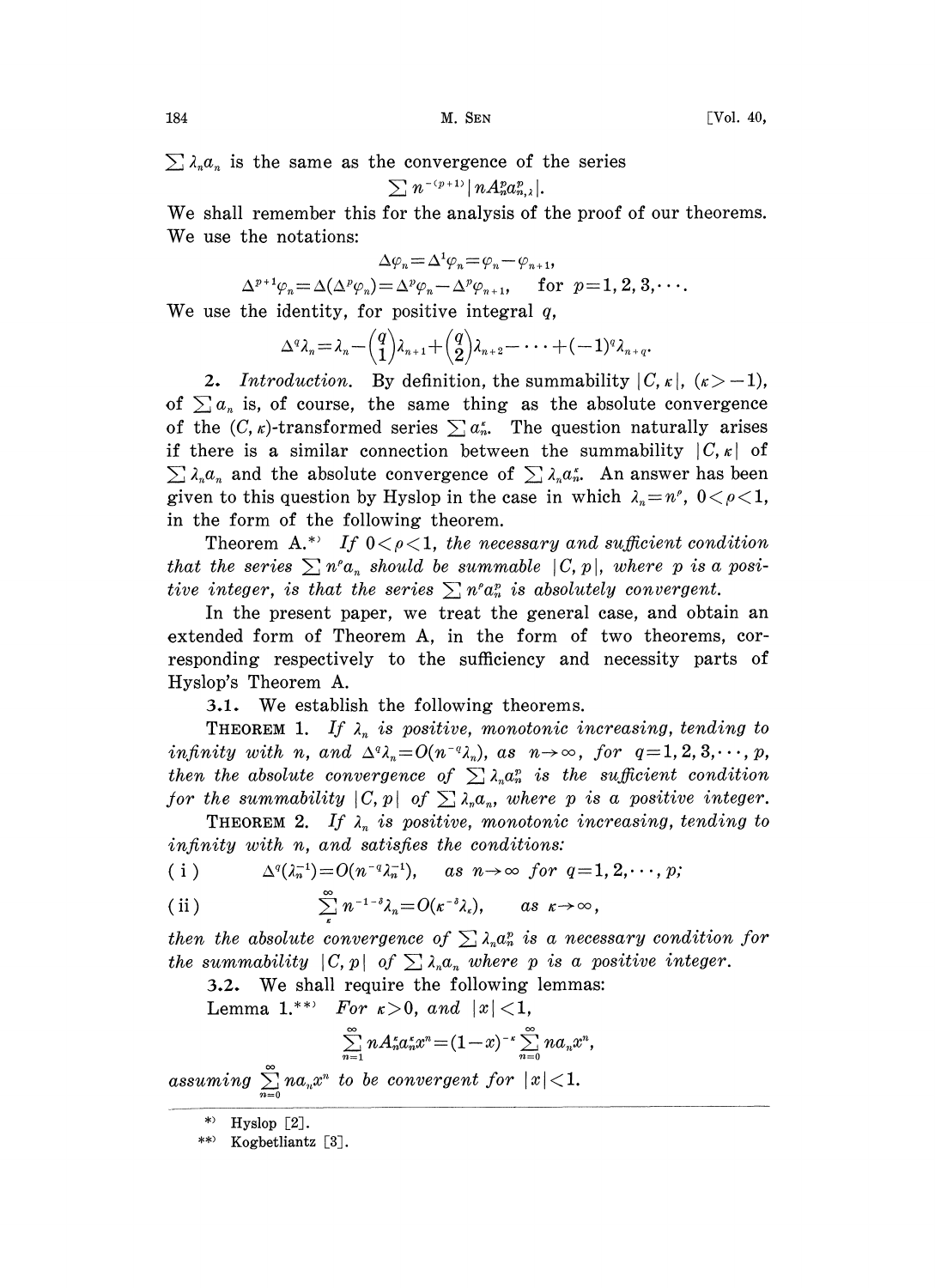$\sum \lambda_n a_n$ is the same as the convergence of the series

$$\sum n^{-(p+1)} | n A_n^p a_{n,\lambda}^p |.$$

We shall remember this for the analysis of the proof of our theorems.

We use the notations:

$$\Delta \varphi_n = \Delta^1 \varphi_n = \varphi_n - \varphi_{n+1},$$

$$\Delta^{p+1} \varphi_n = \Delta(\Delta^p \varphi_n) = \Delta^p \varphi_n - \Delta^p \varphi_{n+1}, \quad \text{for } p = 1, 2, 3, \cdots.$$

We use the identity, for positive integral $q$,

$$\Delta^q \lambda_n = \lambda_n - \binom{q}{1} \lambda_{n+1} + \binom{q}{2} \lambda_{n+2} - \cdots + (-1)^q \lambda_{n+q}.$$

**2.** *Introduction.* By definition, the summability $|C, \kappa|$, $(\kappa > -1)$, of $\sum a_n$ is, of course, the same thing as the absolute convergence of the $(C, \kappa)$-transformed series $\sum a_n^\kappa$. The question naturally arises if there is a similar connection between the summability $|C, \kappa|$ of $\sum \lambda_n a_n$ and the absolute convergence of $\sum \lambda_n a_n^\kappa$. An answer has been given to this question by Hyslop in the case in which $\lambda_n = n^\rho$, $0 < \rho < 1$, in the form of the following theorem.

Theorem A.[*] *If $0 < \rho < 1$, the necessary and sufficient condition that the series $\sum n^\rho a_n$ should be summable $|C, p|$, where $p$ is a positive integer, is that the series $\sum n^\rho a_n^p$ is absolutely convergent.*

In the present paper, we treat the general case, and obtain an extended form of Theorem A, in the form of two theorems, corresponding respectively to the sufficiency and necessity parts of Hyslop's Theorem A.

**3.1.** We establish the following theorems.

THEOREM 1. *If $\lambda_n$ is positive, monotonic increasing, tending to infinity with $n$, and $\Delta^q \lambda_n = O(n^{-q} \lambda_n)$, as $n \to \infty$, for $q = 1, 2, 3, \cdots, p$, then the absolute convergence of $\sum \lambda_n a_n^p$ is the sufficient condition for the summability $|C, p|$ of $\sum \lambda_n a_n$, where $p$ is a positive integer.*

THEOREM 2. *If $\lambda_n$ is positive, monotonic increasing, tending to infinity with $n$, and satisfies the conditions:*

(i) $\qquad \Delta^q(\lambda_n^{-1}) = O(n^{-q} \lambda_n^{-1}), \quad$ *as $n \to \infty$ for $q = 1, 2, \cdots, p$;*

(ii) $\qquad \sum_{\kappa}^{\infty} n^{-1-\delta} \lambda_n = O(\kappa^{-\delta} \lambda_\kappa), \quad$ *as $\kappa \to \infty$,*

*then the absolute convergence of $\sum \lambda_n a_n^p$ is a necessary condition for the summability $|C, p|$ of $\sum \lambda_n a_n$ where $p$ is a positive integer.*

**3.2.** We shall require the following lemmas:

Lemma 1.[**] *For $\kappa > 0$, and $|x| < 1$,*

$$\sum_{n=1}^{\infty} n A_n^\kappa a_n^\kappa x^n = (1-x)^{-\kappa} \sum_{n=0}^{\infty} n a_n x^n,$$

*assuming $\sum_{n=0}^{\infty} n a_n x^n$ to be convergent for $|x| < 1$.*

---

[*] Hyslop [2].

[**] Kogbetliantz [3].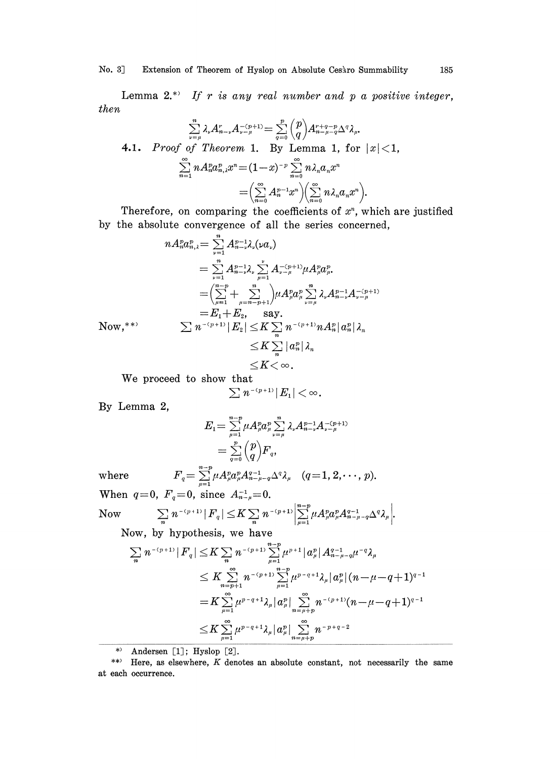Lemma 2.[*] *If $r$ is any real number and $p$ a positive integer, then*

$$\sum_{\nu=\mu}^{n} \lambda_\nu A_{n-\nu}^{r} A_{\nu-\mu}^{-(p+1)} = \sum_{q=0}^{p} \binom{p}{q} A_{n-\mu-q}^{r+q-p} \Delta^q \lambda_\mu.$$

**4.1.** *Proof of Theorem* 1. By Lemma 1, for $|x|<1$,

$$\sum_{n=1}^{\infty} n A_n^p a_{n,\lambda}^p x^n = (1-x)^{-p} \sum_{n=0}^{\infty} n\lambda_n a_n x^n$$
$$= \Big(\sum_{n=0}^{\infty} A_n^{p-1} x^n\Big)\Big(\sum_{n=0}^{\infty} n\lambda_n a_n x^n\Big).$$

Therefore, on comparing the coefficients of $x^n$, which are justified by the absolute convergence of all the series concerned,

$$n A_n^p a_{n,\lambda}^p = \sum_{\nu=1}^{n} A_{n-\nu}^{p-1} \lambda_\nu (\nu a_\nu)$$
$$= \sum_{\nu=1}^{n} A_{n-\nu}^{p-1} \lambda_\nu \sum_{\mu=1}^{\nu} A_{\nu-\mu}^{-(p+1)} \mu A_\mu^p a_\mu^p.$$
$$= \Big(\sum_{\mu=1}^{n-p} + \sum_{\mu=n-p+1}^{n}\Big) \mu A_\mu^p a_\mu^p \sum_{\nu=\mu}^{n} \lambda_\nu A_{n-\nu}^{p-1} A_{\nu-\mu}^{-(p+1)}$$
$$= E_1 + E_2, \quad \text{say.}$$

Now,[**]

$$\sum n^{-(p+1)} |E_2| \le K \sum_n n^{-(p+1)} n A_n^p |a_n^p| \lambda_n$$
$$\le K \sum_n |a_n^p| \lambda_n$$
$$\le K < \infty.$$

We proceed to show that

$$\sum n^{-(p+1)} |E_1| < \infty.$$

By Lemma 2,

$$E_1 = \sum_{\mu=1}^{n-p} \mu A_\mu^p a_\mu^p \sum_{\nu=\mu}^{n} \lambda_\nu A_{n-\nu}^{p-1} A_{\nu-\mu}^{-(p+1)}$$
$$= \sum_{q=0}^{p} \binom{p}{q} F_q,$$

where

$$F_q = \sum_{\mu=1}^{n-p} \mu A_\mu^p a_\mu^p A_{n-\mu-q}^{q-1} \Delta^q \lambda_\mu \quad (q=1,2,\cdots,p).$$

When $q=0$, $F_q=0$, since $A_{n-\mu}^{-1}=0$.

Now

$$\sum_n n^{-(p+1)} |F_q| \le K \sum_n n^{-(p+1)} \Big| \sum_{\mu=1}^{n-p} \mu A_\mu^p a_\mu^p A_{n-\mu-q}^{q-1} \Delta^q \lambda_\mu \Big|.$$

Now, by hypothesis, we have

$$\sum_n n^{-(p+1)} |F_q| \le K \sum_n n^{-(p+1)} \sum_{\mu=1}^{n-p} \mu^{p+1} |a_\mu^p| A_{n-\mu-q}^{q-1} \mu^{-q} \lambda_\mu$$
$$\le K \sum_{n=p+1}^{\infty} n^{-(p+1)} \sum_{\mu=1}^{n-p} \mu^{p-q+1} \lambda_\mu |a_\mu^p| (n-\mu-q+1)^{q-1}$$
$$= K \sum_{\mu=1}^{\infty} \mu^{p-q+1} \lambda_\mu |a_\mu^p| \sum_{n=\mu+p}^{\infty} n^{-(p+1)} (n-\mu-q+1)^{q-1}$$
$$\le K \sum_{\mu=1}^{\infty} \mu^{p-q+1} \lambda_\mu |a_\mu^p| \sum_{n=\mu+p}^{\infty} n^{-p+q-2}$$

---

[*] Andersen [1]; Hyslop [2].

[**] Here, as elsewhere, $K$ denotes an absolute constant, not necessarily the same at each occurrence.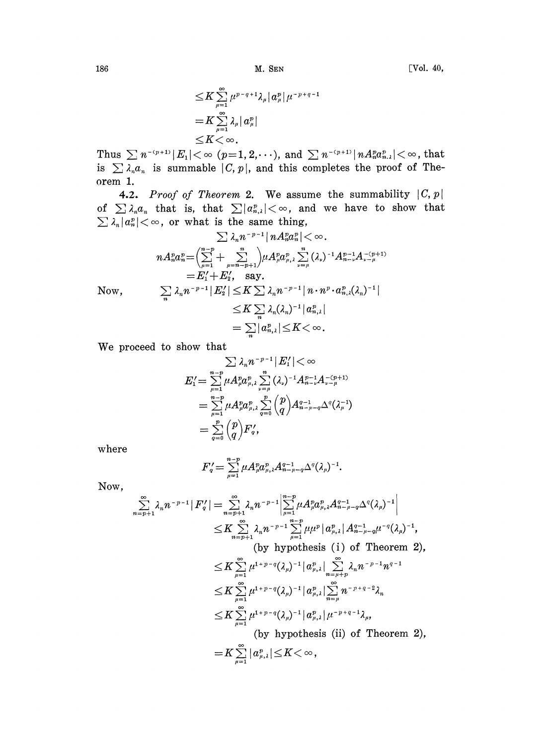$$\leq K \sum_{\mu=1}^{\infty} \mu^{p-q+1} \lambda_\mu |a_\mu^p| \mu^{-p+q-1}$$
$$= K \sum_{\mu=1}^{\infty} \lambda_\mu |a_\mu^p|$$
$$\leq K < \infty.$$

Thus $\sum n^{-(p+1)} |E_1| < \infty$ $(p=1, 2, \cdots)$, and $\sum n^{-(p+1)} |n A_n^p a_{n,\lambda}^p| < \infty$, that is $\sum \lambda_n a_n$ is summable $|C, p|$, and this completes the proof of Theorem 1.

**4.2.** *Proof of Theorem* 2. We assume the summability $|C, p|$ of $\sum \lambda_n a_n$ that is, that $\sum |a_{n,\lambda}^p| < \infty$, and we have to show that $\sum \lambda_n |a_n^p| < \infty$, or what is the same thing,

$$\sum \lambda_n n^{-p-1} |n A_n^p a_n^p| < \infty.$$

$$n A_n^p a_n^p = \left( \sum_{\mu=1}^{n-p} + \sum_{\mu=n-p+1}^{n} \right) \mu A_\mu^p a_{\mu,\lambda}^p \sum_{\nu=\mu}^{n} (\lambda_\nu)^{-1} A_{n-\nu}^{p-1} A_{\nu-\mu}^{-(p+1)}$$
$$= E_1' + E_2', \quad \text{say.}$$

Now,
$$\sum_n \lambda_n n^{-p-1} |E_2'| \leq K \sum \lambda_n n^{-p-1} |n \cdot n^p \cdot a_{n,\lambda}^p (\lambda_n)^{-1}|$$
$$\leq K \sum_n \lambda_n (\lambda_n)^{-1} |a_{n,\lambda}^p|$$
$$= \sum_n |a_{n,\lambda}^p| \leq K < \infty.$$

We proceed to show that

$$\sum \lambda_n n^{-p-1} |E_1'| < \infty$$

$$E_1' = \sum_{\mu=1}^{n-p} \mu A_\mu^p a_{\mu,\lambda}^p \sum_{\nu=\mu}^{n} (\lambda_\nu)^{-1} A_{n-\nu}^{p-1} A_{\nu-\mu}^{-(p+1)}$$
$$= \sum_{\mu=1}^{n-p} \mu A_\mu^p a_{\mu,\lambda}^p \sum_{q=0}^{p} \binom{p}{q} A_{n-\mu-q}^{q-1} \Delta^q (\lambda_\mu^{-1})$$
$$= \sum_{q=0}^{p} \binom{p}{q} F_q',$$

where

$$F_q' = \sum_{\mu=1}^{n-p} \mu A_\mu^p a_{\mu,\lambda}^p A_{n-\mu-q}^{q-1} \Delta^q (\lambda_\mu)^{-1}.$$

Now,

$$\sum_{n=p+1}^{\infty} \lambda_n n^{-p-1} |F_q'| = \sum_{n=p+1}^{\infty} \lambda_n n^{-p-1} \left| \sum_{\mu=1}^{n-p} \mu A_\mu^p a_{\mu,\lambda}^p A_{n-\mu-q}^{q-1} \Delta^q (\lambda_\mu)^{-1} \right|$$
$$\leq K \sum_{n=p+1}^{\infty} \lambda_n n^{-p-1} \sum_{\mu=1}^{n-p} \mu \mu^p |a_{\mu,\lambda}^p| A_{n-\mu-q}^{q-1} \mu^{-q} (\lambda_\mu)^{-1},$$

(by hypothesis (i) of Theorem 2),

$$\leq K \sum_{\mu=1}^{\infty} \mu^{1+p-q} (\lambda_\mu)^{-1} |a_{\mu,\lambda}^p| \sum_{n=\mu+p}^{\infty} \lambda_n n^{-p-1} n^{q-1}$$
$$\leq K \sum_{\mu=1}^{\infty} \mu^{1+p-q} (\lambda_\mu)^{-1} |a_{\mu,\lambda}^p| \sum_{n=\mu}^{\infty} n^{-p+q-2} \lambda_n$$
$$\leq K \sum_{\mu=1}^{\infty} \mu^{1+p-q} (\lambda_\mu)^{-1} |a_{\mu,\lambda}^p| \mu^{-p+q-1} \lambda_\mu,$$

(by hypothesis (ii) of Theorem 2),

$$= K \sum_{\mu=1}^{\infty} |a_{\mu,\lambda}^p| \leq K < \infty,$$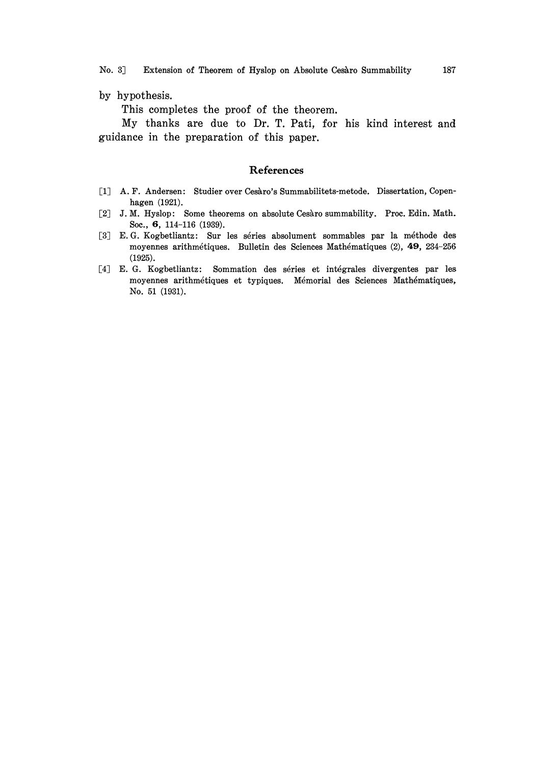by hypothesis.

This completes the proof of the theorem.

My thanks are due to Dr. T. Pati, for his kind interest and guidance in the preparation of this paper.

## References

[1] A. F. Andersen: Studier over Cesàro's Summabilitets-metode. Dissertation, Copenhagen (1921).

[2] J. M. Hyslop: Some theorems on absolute Cesàro summability. Proc. Edin. Math. Soc., **6**, 114–116 (1939).

[3] E. G. Kogbetliantz: Sur les séries absolument sommables par la méthode des moyennes arithmétiques. Bulletin des Sciences Mathématiques (2), **49**, 234–256 (1925).

[4] E. G. Kogbetliantz: Sommation des séries et intégrales divergentes par les moyennes arithmétiques et typiques. Mémorial des Sciences Mathématiques, No. 51 (1931).